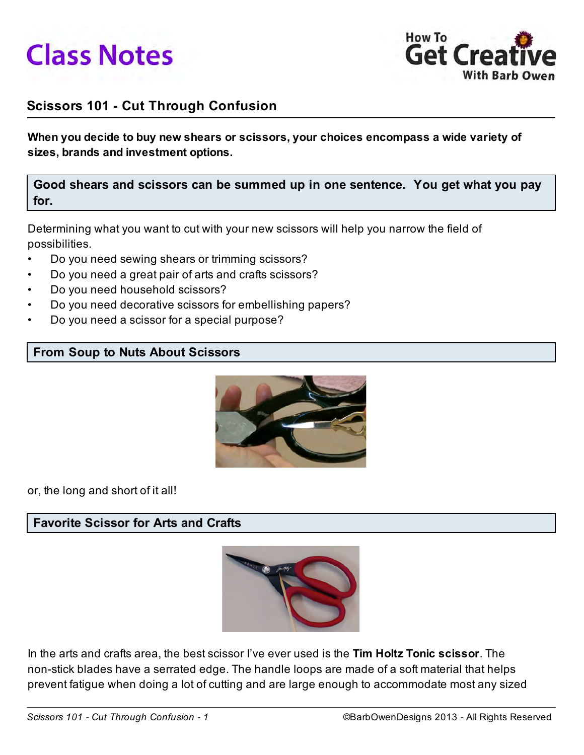# Class Notes

How To **Get Creative** With Barb Owen

## Scissors 101 - Cut Through Confusion

**When you decide to buy new shears or scissors, your choices encompass a wide variety of sizes, brands and investment options.**

**Good shears and scissors can be summed up in one sentence. You get what you pay for.**

Determining what you want to cut with your new scissors will help you narrow the field of possibilities.

- Do you need sewing shears or trimming scissors?
- Do you need a great pair of arts and crafts scissors?
- Do you need household scissors?
- Do you need decorative scissors for embellishing papers?
- Do you need a scissor for a special purpose?

### From Soup to Nuts About Scissors

or, the long and short of it all!

### Favorite Scissor for Arts and Crafts

In the arts and crafts area, the best scissor I've ever used is the **Tim Holtz Tonic scissor**. The non-stick blades have a serrated edge. The handle loops are made of a soft material that helps prevent fatigue when doing a lot of cutting and are large enough to accommodate most any sized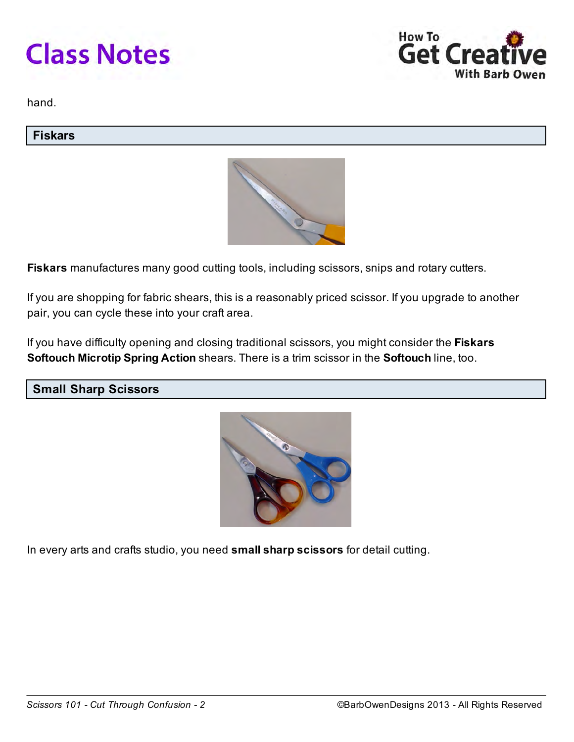hand.

## Fiskars

**Fiskars** manufactures many good cutting tools, including scissors, snips and rotary cutters.

If you are shopping for fabric shears, this is a reasonably priced scissor. If you upgrade to another pair, you can cycle these into your craft area.

If you have difficulty opening and closing traditional scissors, you might consider the **Fiskars Softouch Microtip Spring Action** shears. There is a trim scissor in the **Softouch** line, too.

## Small Sharp Scissors

In every arts and crafts studio, you need **small sharp scissors** for detail cutting.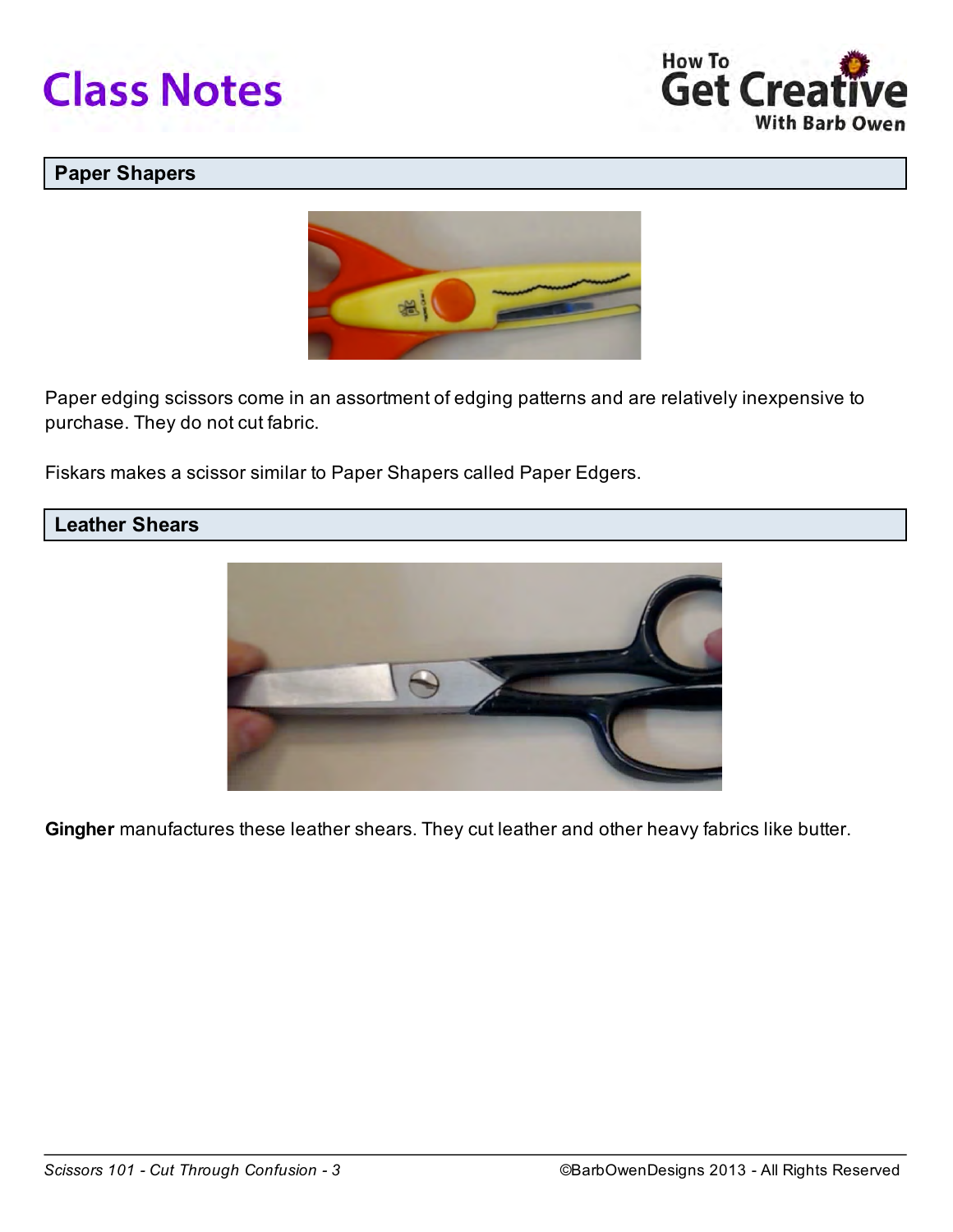## Paper Shapers

Paper edging scissors come in an assortment of edging patterns and are relatively inexpensive to purchase. They do not cut fabric.

Fiskars makes a scissor similar to Paper Shapers called Paper Edgers.

## Leather Shears

**Gingher** manufactures these leather shears. They cut leather and other heavy fabrics like butter.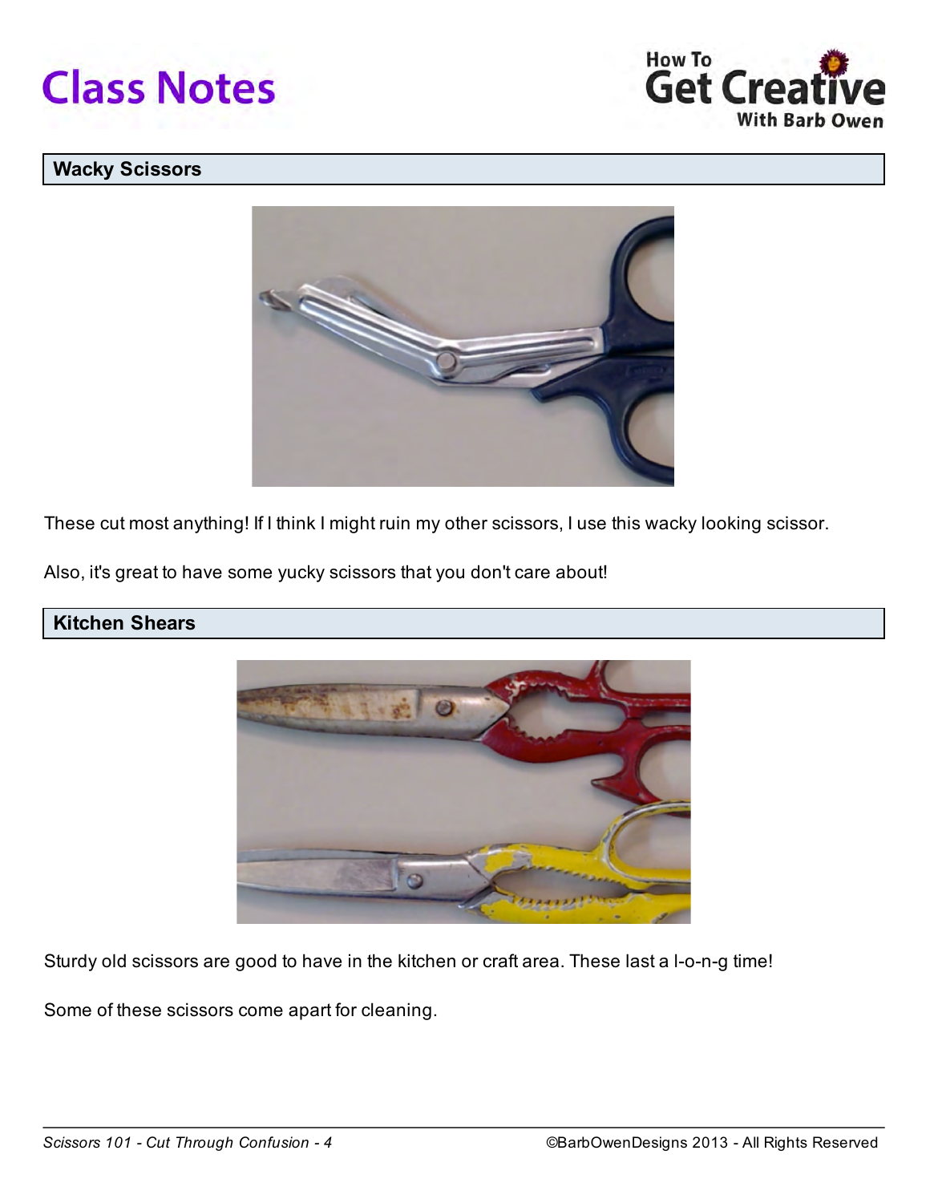## Wacky Scissors

These cut most anything! If I think I might ruin my other scissors, I use this wacky looking scissor.

Also, it's great to have some yucky scissors that you don't care about!

## Kitchen Shears

Sturdy old scissors are good to have in the kitchen or craft area. These last a l-o-n-g time!

Some of these scissors come apart for cleaning.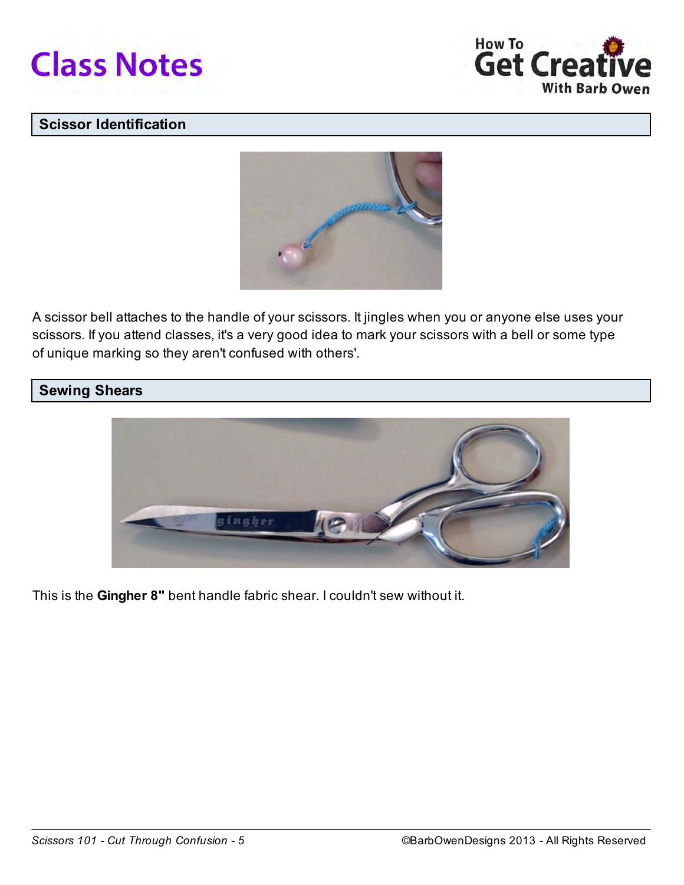## Scissor Identification

A scissor bell attaches to the handle of your scissors. It jingles when you or anyone else uses your scissors. If you attend classes, it's a very good idea to mark your scissors with a bell or some type of unique marking so they aren't confused with others'.

## Sewing Shears

This is the **Gingher 8"** bent handle fabric shear. I couldn't sew without it.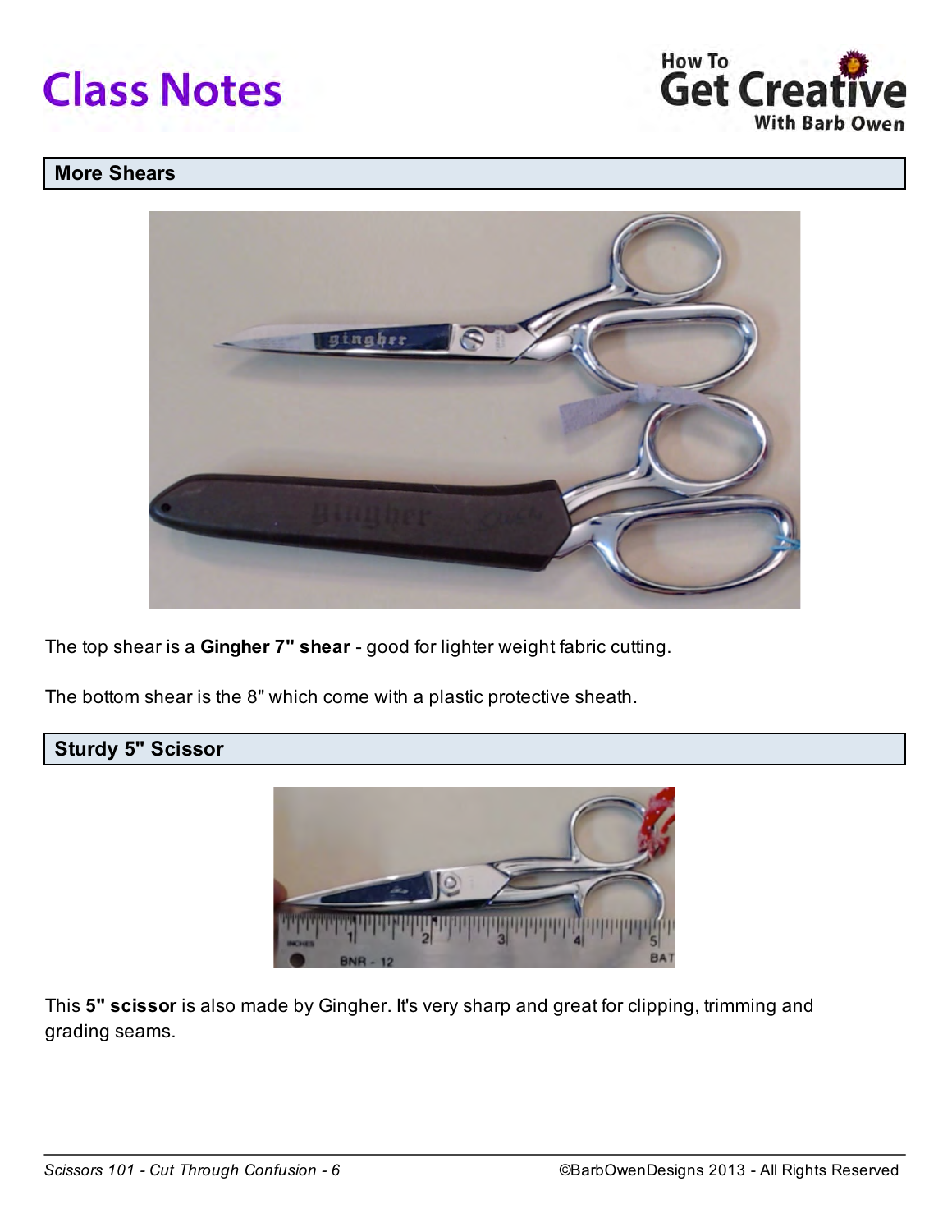## More Shears

The top shear is a **Gingher 7" shear** - good for lighter weight fabric cutting.

The bottom shear is the 8" which come with a plastic protective sheath.

## Sturdy 5" Scissor

This **5" scissor** is also made by Gingher. It's very sharp and great for clipping, trimming and grading seams.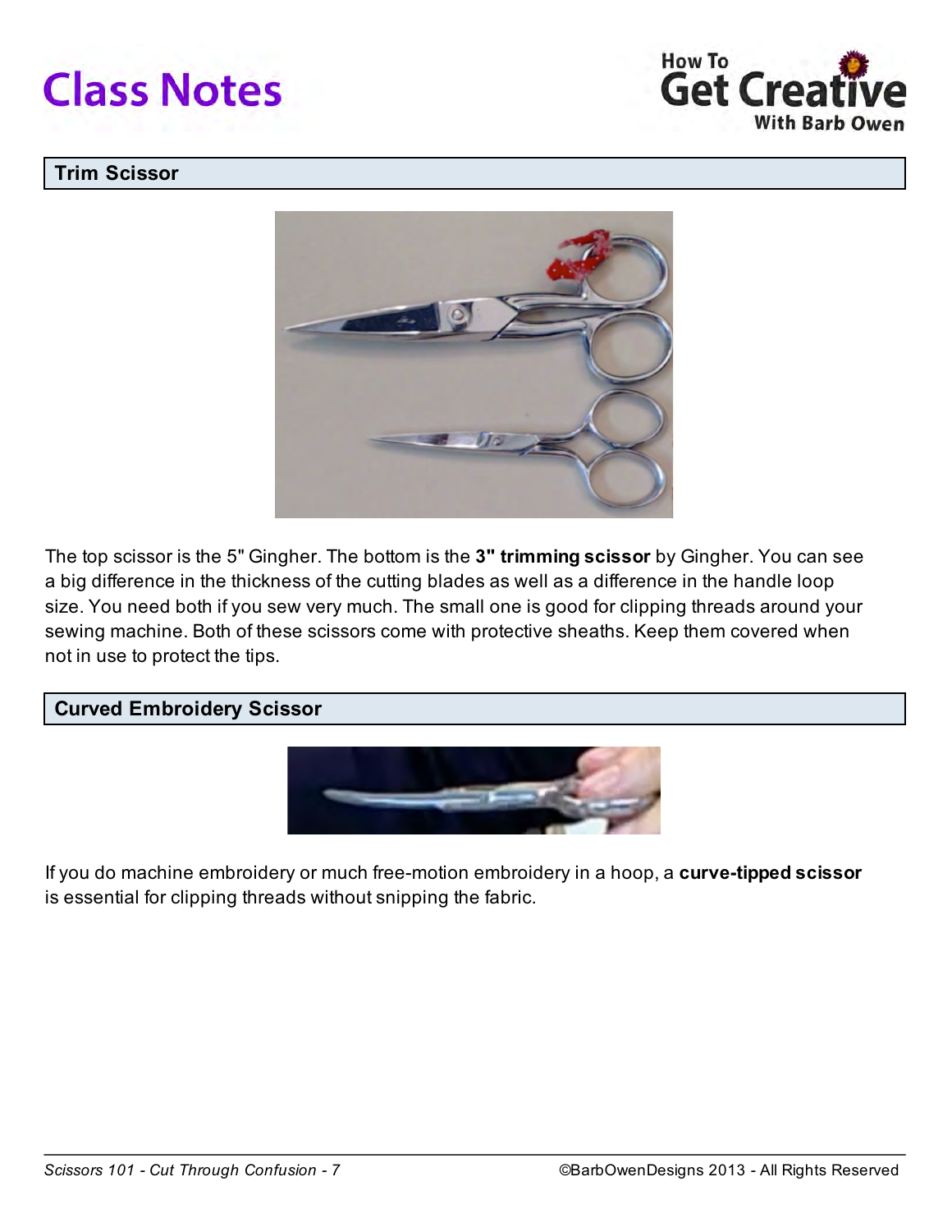## Trim Scissor

The top scissor is the 5" Gingher. The bottom is the **3" trimming scissor** by Gingher. You can see a big difference in the thickness of the cutting blades as well as a difference in the handle loop size. You need both if you sew very much. The small one is good for clipping threads around your sewing machine. Both of these scissors come with protective sheaths. Keep them covered when not in use to protect the tips.

## Curved Embroidery Scissor

If you do machine embroidery or much free-motion embroidery in a hoop, a **curve-tipped scissor** is essential for clipping threads without snipping the fabric.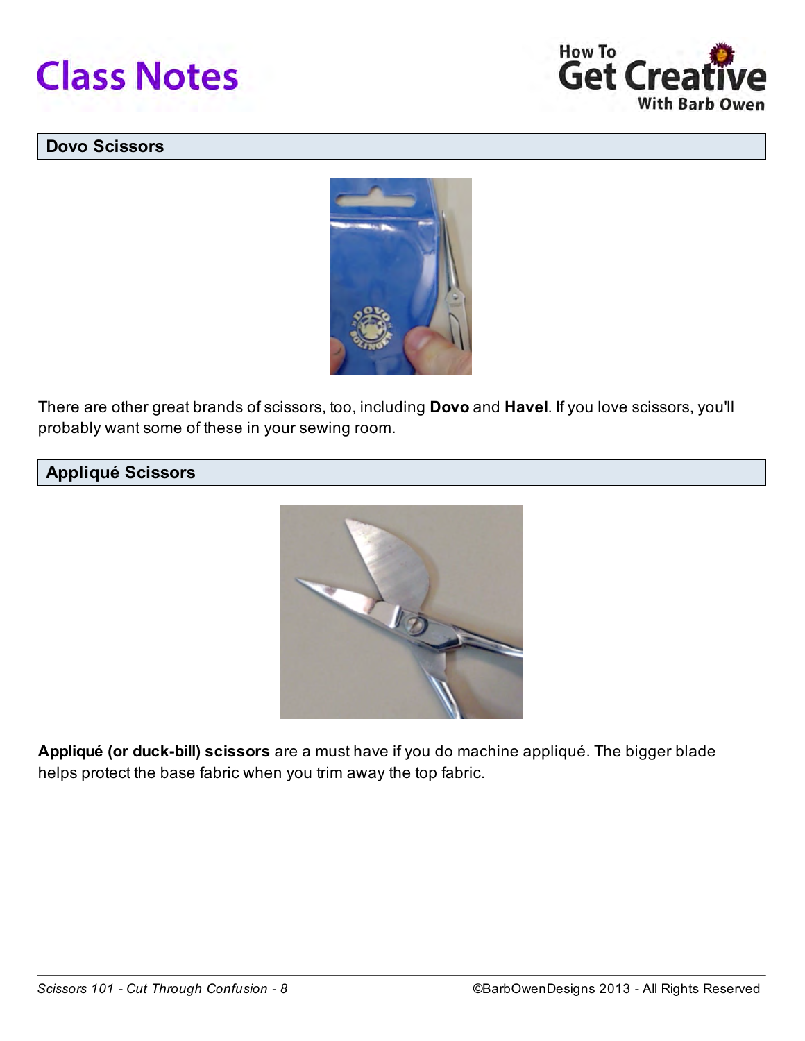## Dovo Scissors

There are other great brands of scissors, too, including **Dovo** and **Havel**. If you love scissors, you'll probably want some of these in your sewing room.

## Appliqué Scissors

**Appliqué (or duck-bill) scissors** are a must have if you do machine appliqué. The bigger blade helps protect the base fabric when you trim away the top fabric.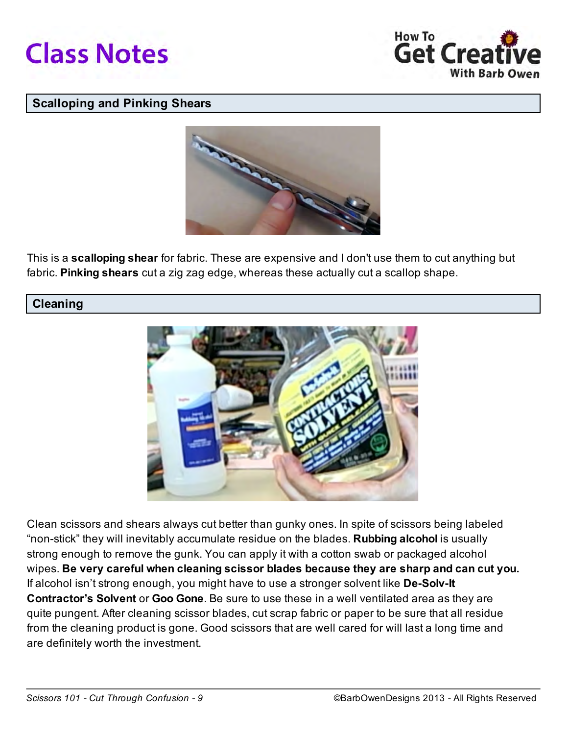## Scalloping and Pinking Shears

This is a **scalloping shear** for fabric. These are expensive and I don't use them to cut anything but fabric. **Pinking shears** cut a zig zag edge, whereas these actually cut a scallop shape.

## Cleaning

Clean scissors and shears always cut better than gunky ones. In spite of scissors being labeled “non-stick” they will inevitably accumulate residue on the blades. **Rubbing alcohol** is usually strong enough to remove the gunk. You can apply it with a cotton swab or packaged alcohol wipes. **Be very careful when cleaning scissor blades because they are sharp and can cut you.** If alcohol isn’t strong enough, you might have to use a stronger solvent like **De-Solv-It Contractor’s Solvent** or **Goo Gone**. Be sure to use these in a well ventilated area as they are quite pungent. After cleaning scissor blades, cut scrap fabric or paper to be sure that all residue from the cleaning product is gone. Good scissors that are well cared for will last a long time and are definitely worth the investment.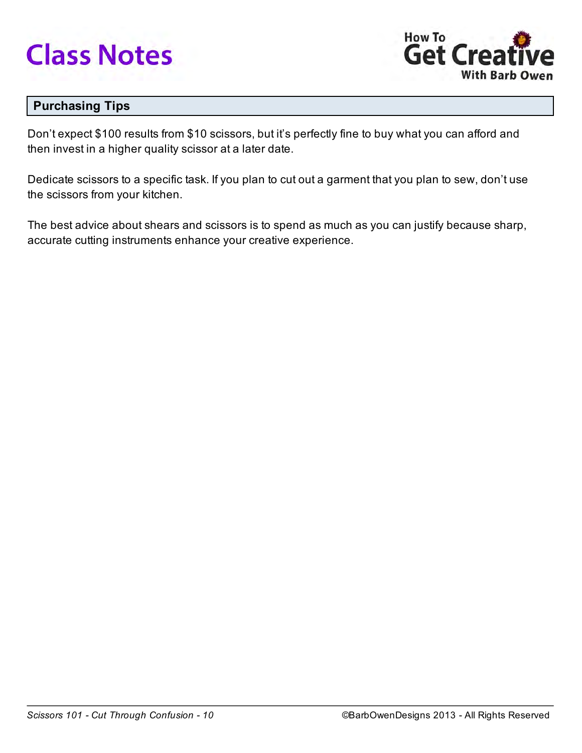## Purchasing Tips

Don’t expect $100 results from $10 scissors, but it’s perfectly fine to buy what you can afford and then invest in a higher quality scissor at a later date.

Dedicate scissors to a specific task. If you plan to cut out a garment that you plan to sew, don’t use the scissors from your kitchen.

The best advice about shears and scissors is to spend as much as you can justify because sharp, accurate cutting instruments enhance your creative experience.